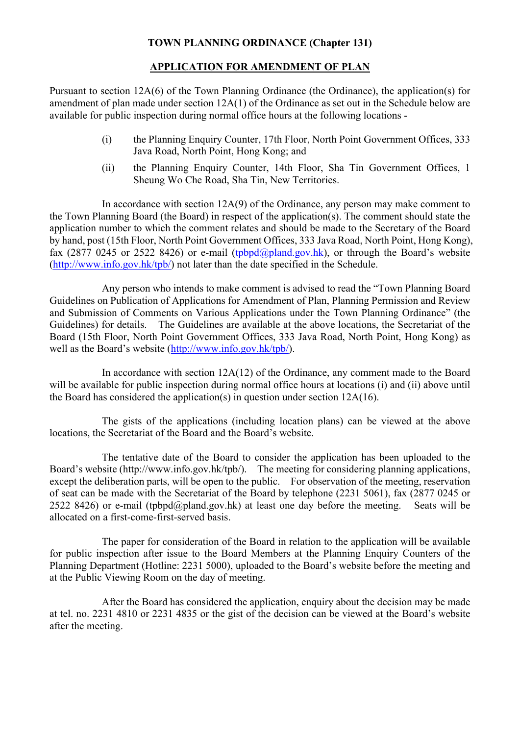**TOWN PLANNING ORDINANCE (Chapter 131)**

**APPLICATION FOR AMENDMENT OF PLAN**

Pursuant to section 12A(6) of the Town Planning Ordinance (the Ordinance), the application(s) for amendment of plan made under section 12A(1) of the Ordinance as set out in the Schedule below are available for public inspection during normal office hours at the following locations -

(i) the Planning Enquiry Counter, 17th Floor, North Point Government Offices, 333 Java Road, North Point, Hong Kong; and

(ii) the Planning Enquiry Counter, 14th Floor, Sha Tin Government Offices, 1 Sheung Wo Che Road, Sha Tin, New Territories.

In accordance with section 12A(9) of the Ordinance, any person may make comment to the Town Planning Board (the Board) in respect of the application(s). The comment should state the application number to which the comment relates and should be made to the Secretary of the Board by hand, post (15th Floor, North Point Government Offices, 333 Java Road, North Point, Hong Kong), fax (2877 0245 or 2522 8426) or e-mail (tpbpd@pland.gov.hk), or through the Board's website (http://www.info.gov.hk/tpb/) not later than the date specified in the Schedule.

Any person who intends to make comment is advised to read the "Town Planning Board Guidelines on Publication of Applications for Amendment of Plan, Planning Permission and Review and Submission of Comments on Various Applications under the Town Planning Ordinance" (the Guidelines) for details. The Guidelines are available at the above locations, the Secretariat of the Board (15th Floor, North Point Government Offices, 333 Java Road, North Point, Hong Kong) as well as the Board's website (http://www.info.gov.hk/tpb/).

In accordance with section 12A(12) of the Ordinance, any comment made to the Board will be available for public inspection during normal office hours at locations (i) and (ii) above until the Board has considered the application(s) in question under section 12A(16).

The gists of the applications (including location plans) can be viewed at the above locations, the Secretariat of the Board and the Board's website.

The tentative date of the Board to consider the application has been uploaded to the Board's website (http://www.info.gov.hk/tpb/). The meeting for considering planning applications, except the deliberation parts, will be open to the public. For observation of the meeting, reservation of seat can be made with the Secretariat of the Board by telephone (2231 5061), fax (2877 0245 or 2522 8426) or e-mail (tpbpd@pland.gov.hk) at least one day before the meeting. Seats will be allocated on a first-come-first-served basis.

The paper for consideration of the Board in relation to the application will be available for public inspection after issue to the Board Members at the Planning Enquiry Counters of the Planning Department (Hotline: 2231 5000), uploaded to the Board's website before the meeting and at the Public Viewing Room on the day of meeting.

After the Board has considered the application, enquiry about the decision may be made at tel. no. 2231 4810 or 2231 4835 or the gist of the decision can be viewed at the Board's website after the meeting.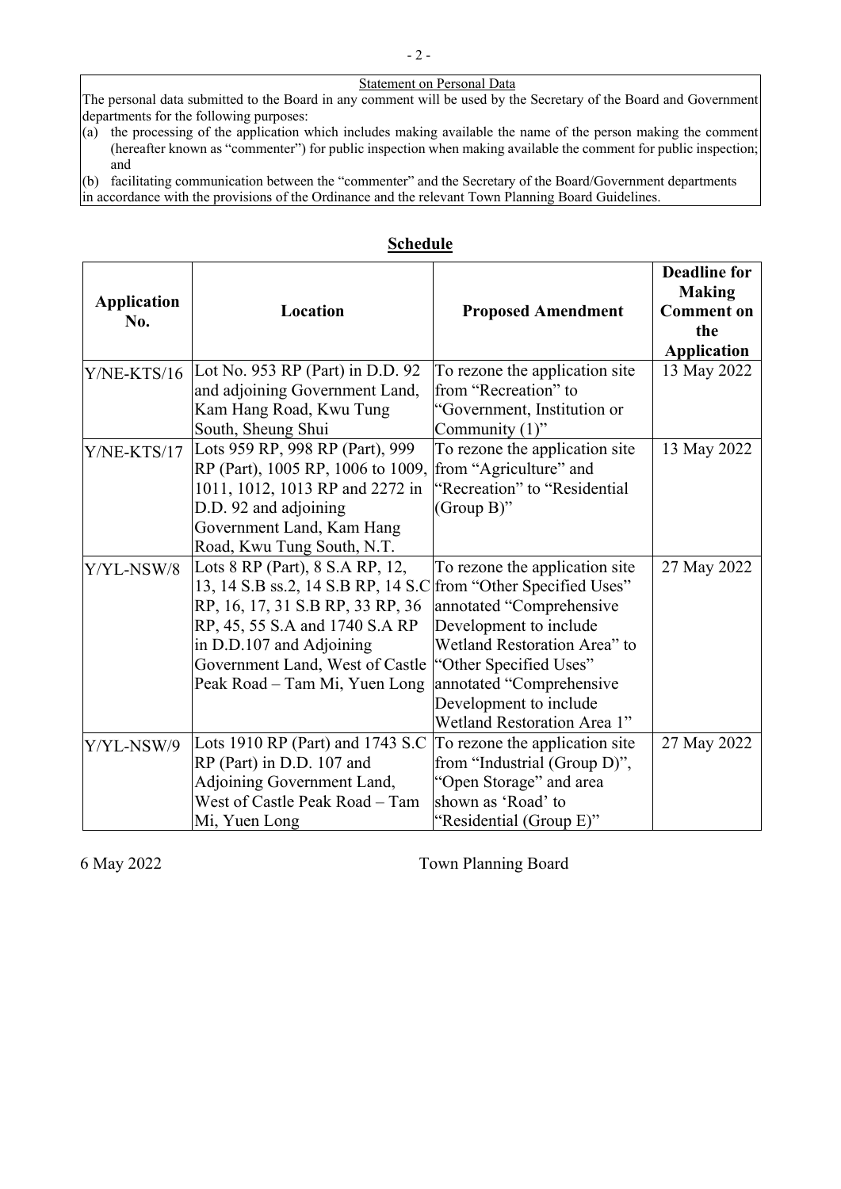<u>Statement on Personal Data</u>

The personal data submitted to the Board in any comment will be used by the Secretary of the Board and Government departments for the following purposes:

(a) the processing of the application which includes making available the name of the person making the comment (hereafter known as "commenter") for public inspection when making available the comment for public inspection; and

(b) facilitating communication between the "commenter" and the Secretary of the Board/Government departments

in accordance with the provisions of the Ordinance and the relevant Town Planning Board Guidelines.

**<u>Schedule</u>**

| Application No. | Location | Proposed Amendment | Deadline for Making Comment on the Application |
|---|---|---|---|
| Y/NE-KTS/16 | Lot No. 953 RP (Part) in D.D. 92 and adjoining Government Land, Kam Hang Road, Kwu Tung South, Sheung Shui | To rezone the application site from "Recreation" to "Government, Institution or Community (1)" | 13 May 2022 |
| Y/NE-KTS/17 | Lots 959 RP, 998 RP (Part), 999 RP (Part), 1005 RP, 1006 to 1009, 1011, 1012, 1013 RP and 2272 in D.D. 92 and adjoining Government Land, Kam Hang Road, Kwu Tung South, N.T. | To rezone the application site from "Agriculture" and "Recreation" to "Residential (Group B)" | 13 May 2022 |
| Y/YL-NSW/8 | Lots 8 RP (Part), 8 S.A RP, 12, 13, 14 S.B ss.2, 14 S.B RP, 14 S.C RP, 16, 17, 31 S.B RP, 33 RP, 36 RP, 45, 55 S.A and 1740 S.A RP in D.D.107 and Adjoining Government Land, West of Castle Peak Road – Tam Mi, Yuen Long | To rezone the application site from "Other Specified Uses" annotated "Comprehensive Development to include Wetland Restoration Area" to "Other Specified Uses" annotated "Comprehensive Development to include Wetland Restoration Area 1" | 27 May 2022 |
| Y/YL-NSW/9 | Lots 1910 RP (Part) and 1743 S.C RP (Part) in D.D. 107 and Adjoining Government Land, West of Castle Peak Road – Tam Mi, Yuen Long | To rezone the application site from "Industrial (Group D)", "Open Storage" and area shown as 'Road' to "Residential (Group E)" | 27 May 2022 |

6 May 2022 Town Planning Board